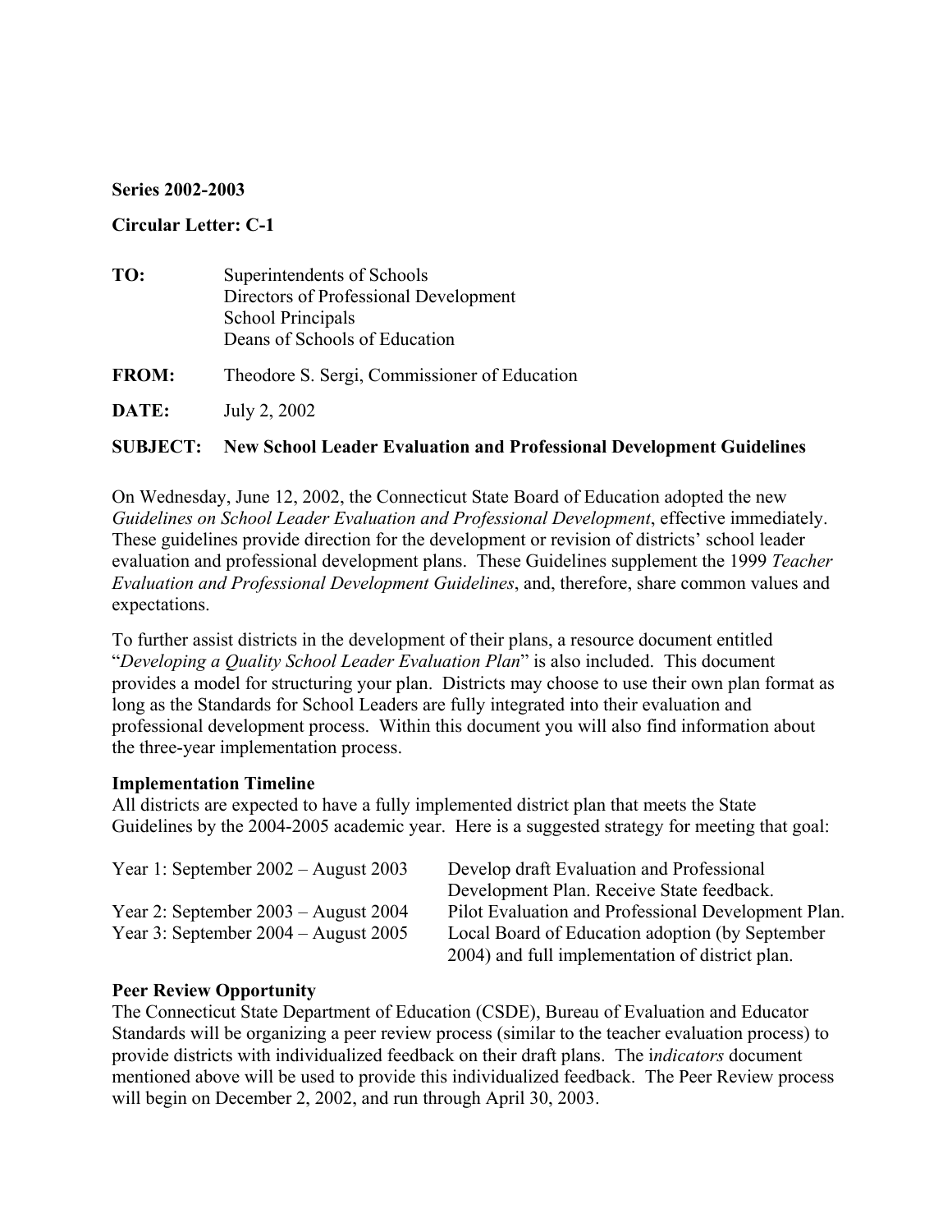**Series 2002-2003**

**Circular Letter: C-1**

**TO:** Superintendents of Schools
Directors of Professional Development
School Principals
Deans of Schools of Education

**FROM:** Theodore S. Sergi, Commissioner of Education

**DATE:** July 2, 2002

**SUBJECT: New School Leader Evaluation and Professional Development Guidelines**

On Wednesday, June 12, 2002, the Connecticut State Board of Education adopted the new *Guidelines on School Leader Evaluation and Professional Development*, effective immediately. These guidelines provide direction for the development or revision of districts' school leader evaluation and professional development plans. These Guidelines supplement the 1999 *Teacher Evaluation and Professional Development Guidelines*, and, therefore, share common values and expectations.

To further assist districts in the development of their plans, a resource document entitled "*Developing a Quality School Leader Evaluation Plan*" is also included. This document provides a model for structuring your plan. Districts may choose to use their own plan format as long as the Standards for School Leaders are fully integrated into their evaluation and professional development process. Within this document you will also find information about the three-year implementation process.

**Implementation Timeline**

All districts are expected to have a fully implemented district plan that meets the State Guidelines by the 2004-2005 academic year. Here is a suggested strategy for meeting that goal:

| | |
|---|---|
| Year 1: September 2002 – August 2003 | Develop draft Evaluation and Professional Development Plan. Receive State feedback. |
| Year 2: September 2003 – August 2004 | Pilot Evaluation and Professional Development Plan. |
| Year 3: September 2004 – August 2005 | Local Board of Education adoption (by September 2004) and full implementation of district plan. |

**Peer Review Opportunity**

The Connecticut State Department of Education (CSDE), Bureau of Evaluation and Educator Standards will be organizing a peer review process (similar to the teacher evaluation process) to provide districts with individualized feedback on their draft plans. The i*ndicators* document mentioned above will be used to provide this individualized feedback. The Peer Review process will begin on December 2, 2002, and run through April 30, 2003.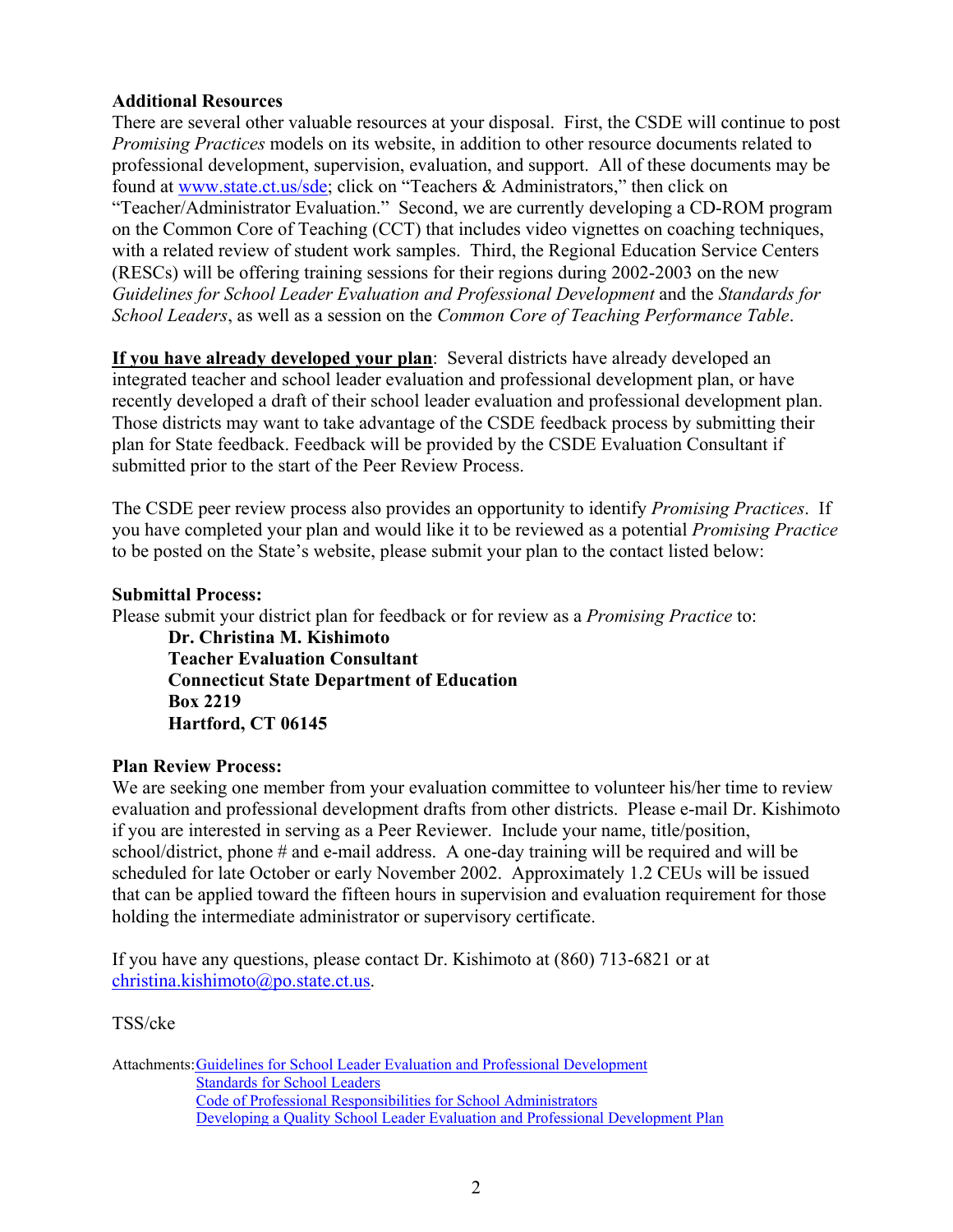**Additional Resources**

There are several other valuable resources at your disposal. First, the CSDE will continue to post *Promising Practices* models on its website, in addition to other resource documents related to professional development, supervision, evaluation, and support. All of these documents may be found at www.state.ct.us/sde; click on "Teachers & Administrators," then click on "Teacher/Administrator Evaluation." Second, we are currently developing a CD-ROM program on the Common Core of Teaching (CCT) that includes video vignettes on coaching techniques, with a related review of student work samples. Third, the Regional Education Service Centers (RESCs) will be offering training sessions for their regions during 2002-2003 on the new *Guidelines for School Leader Evaluation and Professional Development* and the *Standards for School Leaders*, as well as a session on the *Common Core of Teaching Performance Table*.

**If you have already developed your plan**: Several districts have already developed an integrated teacher and school leader evaluation and professional development plan, or have recently developed a draft of their school leader evaluation and professional development plan. Those districts may want to take advantage of the CSDE feedback process by submitting their plan for State feedback. Feedback will be provided by the CSDE Evaluation Consultant if submitted prior to the start of the Peer Review Process.

The CSDE peer review process also provides an opportunity to identify *Promising Practices*. If you have completed your plan and would like it to be reviewed as a potential *Promising Practice* to be posted on the State's website, please submit your plan to the contact listed below:

**Submittal Process:**

Please submit your district plan for feedback or for review as a *Promising Practice* to:

**Dr. Christina M. Kishimoto**
**Teacher Evaluation Consultant**
**Connecticut State Department of Education**
**Box 2219**
**Hartford, CT 06145**

**Plan Review Process:**

We are seeking one member from your evaluation committee to volunteer his/her time to review evaluation and professional development drafts from other districts. Please e-mail Dr. Kishimoto if you are interested in serving as a Peer Reviewer. Include your name, title/position, school/district, phone # and e-mail address. A one-day training will be required and will be scheduled for late October or early November 2002. Approximately 1.2 CEUs will be issued that can be applied toward the fifteen hours in supervision and evaluation requirement for those holding the intermediate administrator or supervisory certificate.

If you have any questions, please contact Dr. Kishimoto at (860) 713-6821 or at christina.kishimoto@po.state.ct.us.

TSS/cke

Attachments: Guidelines for School Leader Evaluation and Professional Development
Standards for School Leaders
Code of Professional Responsibilities for School Administrators
Developing a Quality School Leader Evaluation and Professional Development Plan